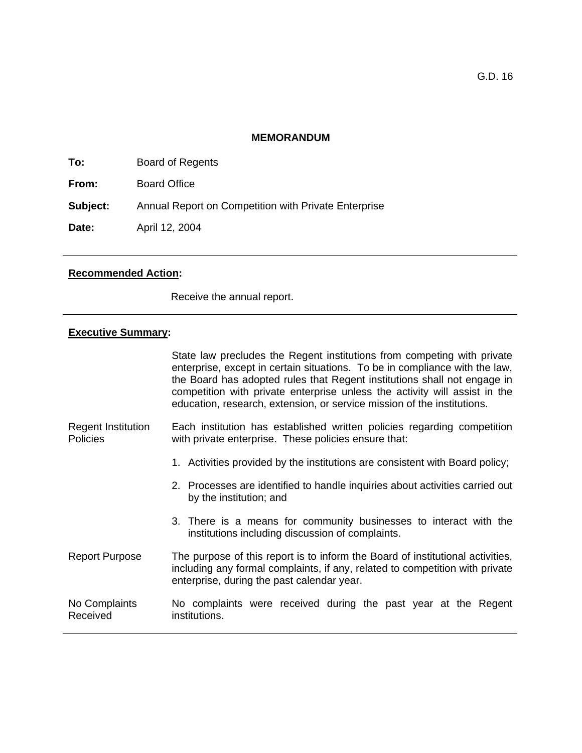G.D. 16

**MEMORANDUM**

**To:** Board of Regents

**From:** Board Office

**Subject:** Annual Report on Competition with Private Enterprise

**Date:** April 12, 2004

---

**Recommended Action:**

Receive the annual report.

---

**Executive Summary:**

State law precludes the Regent institutions from competing with private enterprise, except in certain situations. To be in compliance with the law, the Board has adopted rules that Regent institutions shall not engage in competition with private enterprise unless the activity will assist in the education, research, extension, or service mission of the institutions.

Regent Institution Policies

Each institution has established written policies regarding competition with private enterprise. These policies ensure that:

1. Activities provided by the institutions are consistent with Board policy;
2. Processes are identified to handle inquiries about activities carried out by the institution; and
3. There is a means for community businesses to interact with the institutions including discussion of complaints.

Report Purpose

The purpose of this report is to inform the Board of institutional activities, including any formal complaints, if any, related to competition with private enterprise, during the past calendar year.

No Complaints Received

No complaints were received during the past year at the Regent institutions.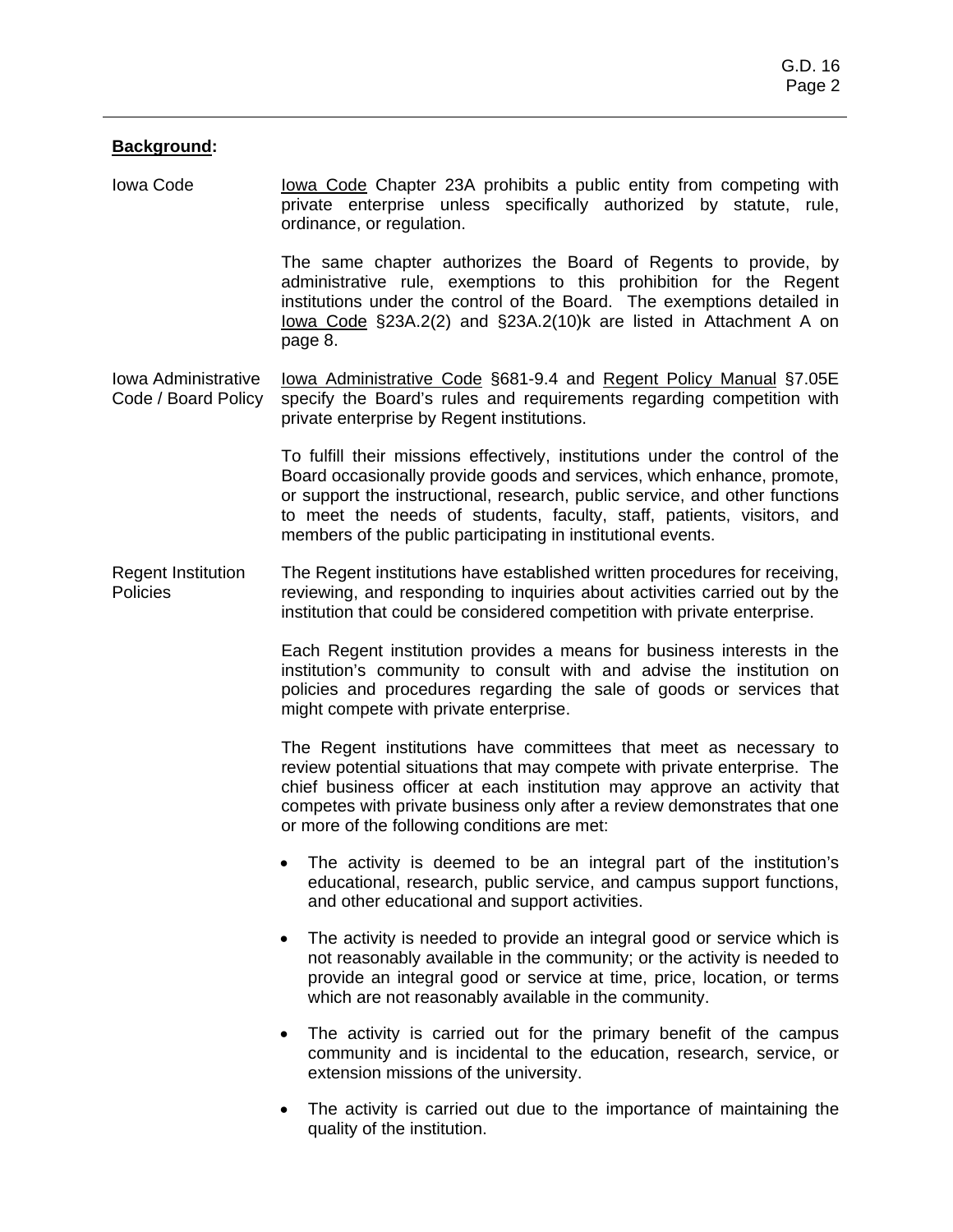**Background:**

**Iowa Code**

Iowa Code Chapter 23A prohibits a public entity from competing with private enterprise unless specifically authorized by statute, rule, ordinance, or regulation.

The same chapter authorizes the Board of Regents to provide, by administrative rule, exemptions to this prohibition for the Regent institutions under the control of the Board. The exemptions detailed in Iowa Code §23A.2(2) and §23A.2(10)k are listed in Attachment A on page 8.

**Iowa Administrative Code / Board Policy**

Iowa Administrative Code §681-9.4 and Regent Policy Manual §7.05E specify the Board's rules and requirements regarding competition with private enterprise by Regent institutions.

To fulfill their missions effectively, institutions under the control of the Board occasionally provide goods and services, which enhance, promote, or support the instructional, research, public service, and other functions to meet the needs of students, faculty, staff, patients, visitors, and members of the public participating in institutional events.

**Regent Institution Policies**

The Regent institutions have established written procedures for receiving, reviewing, and responding to inquiries about activities carried out by the institution that could be considered competition with private enterprise.

Each Regent institution provides a means for business interests in the institution's community to consult with and advise the institution on policies and procedures regarding the sale of goods or services that might compete with private enterprise.

The Regent institutions have committees that meet as necessary to review potential situations that may compete with private enterprise. The chief business officer at each institution may approve an activity that competes with private business only after a review demonstrates that one or more of the following conditions are met:

- The activity is deemed to be an integral part of the institution's educational, research, public service, and campus support functions, and other educational and support activities.
- The activity is needed to provide an integral good or service which is not reasonably available in the community; or the activity is needed to provide an integral good or service at time, price, location, or terms which are not reasonably available in the community.
- The activity is carried out for the primary benefit of the campus community and is incidental to the education, research, service, or extension missions of the university.
- The activity is carried out due to the importance of maintaining the quality of the institution.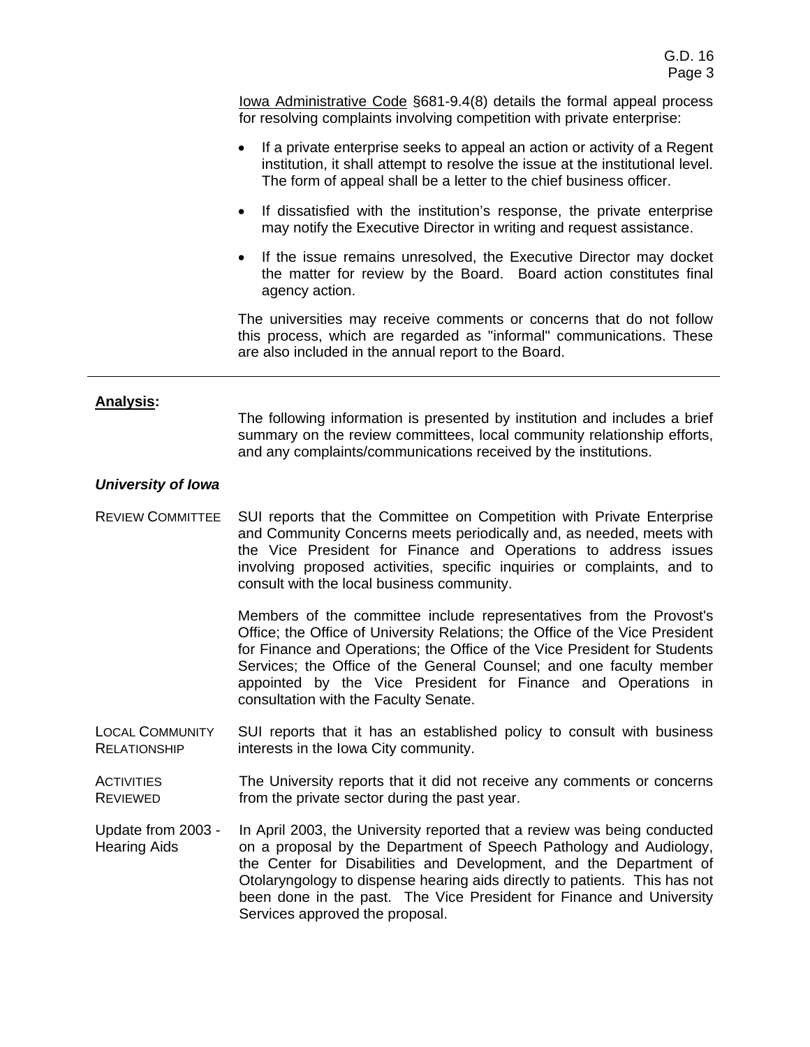Iowa Administrative Code §681-9.4(8) details the formal appeal process for resolving complaints involving competition with private enterprise:

- If a private enterprise seeks to appeal an action or activity of a Regent institution, it shall attempt to resolve the issue at the institutional level. The form of appeal shall be a letter to the chief business officer.
- If dissatisfied with the institution's response, the private enterprise may notify the Executive Director in writing and request assistance.
- If the issue remains unresolved, the Executive Director may docket the matter for review by the Board. Board action constitutes final agency action.

The universities may receive comments or concerns that do not follow this process, which are regarded as "informal" communications. These are also included in the annual report to the Board.

---

**Analysis:**

The following information is presented by institution and includes a brief summary on the review committees, local community relationship efforts, and any complaints/communications received by the institutions.

***University of Iowa***

REVIEW COMMITTEE

SUI reports that the Committee on Competition with Private Enterprise and Community Concerns meets periodically and, as needed, meets with the Vice President for Finance and Operations to address issues involving proposed activities, specific inquiries or complaints, and to consult with the local business community.

Members of the committee include representatives from the Provost's Office; the Office of University Relations; the Office of the Vice President for Finance and Operations; the Office of the Vice President for Students Services; the Office of the General Counsel; and one faculty member appointed by the Vice President for Finance and Operations in consultation with the Faculty Senate.

LOCAL COMMUNITY RELATIONSHIP

SUI reports that it has an established policy to consult with business interests in the Iowa City community.

ACTIVITIES REVIEWED

The University reports that it did not receive any comments or concerns from the private sector during the past year.

Update from 2003 - Hearing Aids

In April 2003, the University reported that a review was being conducted on a proposal by the Department of Speech Pathology and Audiology, the Center for Disabilities and Development, and the Department of Otolaryngology to dispense hearing aids directly to patients. This has not been done in the past. The Vice President for Finance and University Services approved the proposal.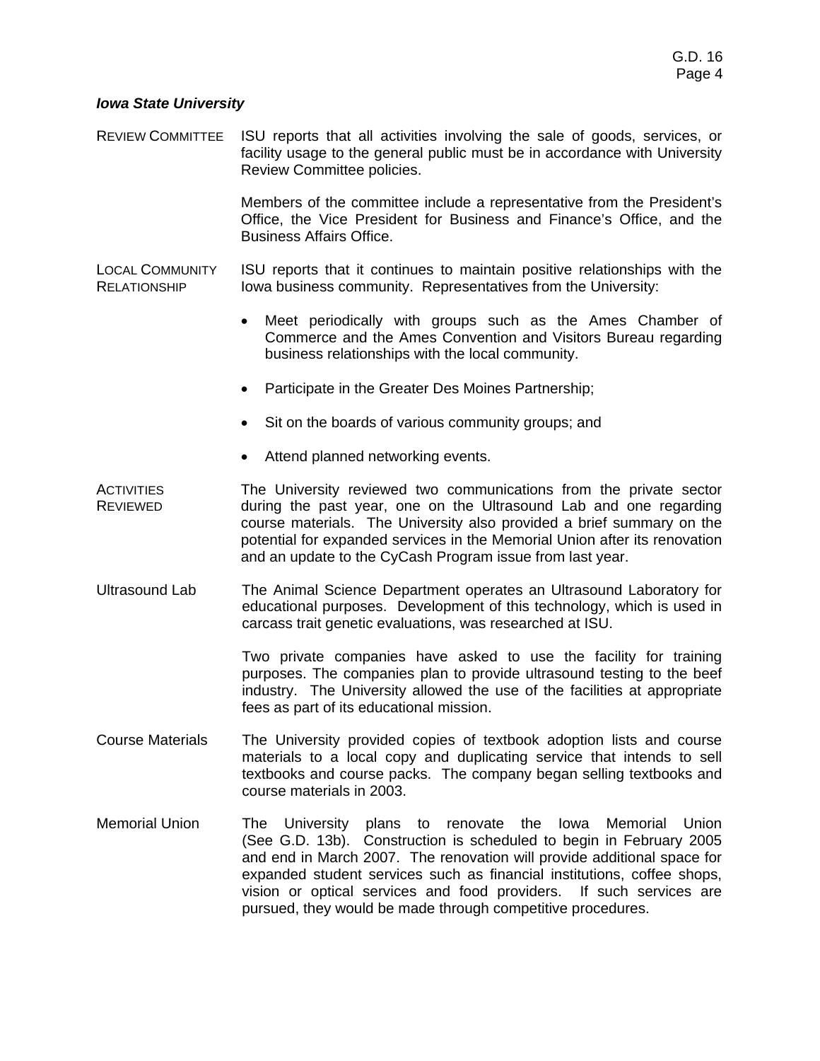***Iowa State University***

REVIEW COMMITTEE

ISU reports that all activities involving the sale of goods, services, or facility usage to the general public must be in accordance with University Review Committee policies.

Members of the committee include a representative from the President's Office, the Vice President for Business and Finance's Office, and the Business Affairs Office.

LOCAL COMMUNITY RELATIONSHIP

ISU reports that it continues to maintain positive relationships with the Iowa business community. Representatives from the University:

- Meet periodically with groups such as the Ames Chamber of Commerce and the Ames Convention and Visitors Bureau regarding business relationships with the local community.
- Participate in the Greater Des Moines Partnership;
- Sit on the boards of various community groups; and
- Attend planned networking events.

ACTIVITIES REVIEWED

The University reviewed two communications from the private sector during the past year, one on the Ultrasound Lab and one regarding course materials. The University also provided a brief summary on the potential for expanded services in the Memorial Union after its renovation and an update to the CyCash Program issue from last year.

Ultrasound Lab

The Animal Science Department operates an Ultrasound Laboratory for educational purposes. Development of this technology, which is used in carcass trait genetic evaluations, was researched at ISU.

Two private companies have asked to use the facility for training purposes. The companies plan to provide ultrasound testing to the beef industry. The University allowed the use of the facilities at appropriate fees as part of its educational mission.

Course Materials

The University provided copies of textbook adoption lists and course materials to a local copy and duplicating service that intends to sell textbooks and course packs. The company began selling textbooks and course materials in 2003.

Memorial Union

The University plans to renovate the Iowa Memorial Union (See G.D. 13b). Construction is scheduled to begin in February 2005 and end in March 2007. The renovation will provide additional space for expanded student services such as financial institutions, coffee shops, vision or optical services and food providers. If such services are pursued, they would be made through competitive procedures.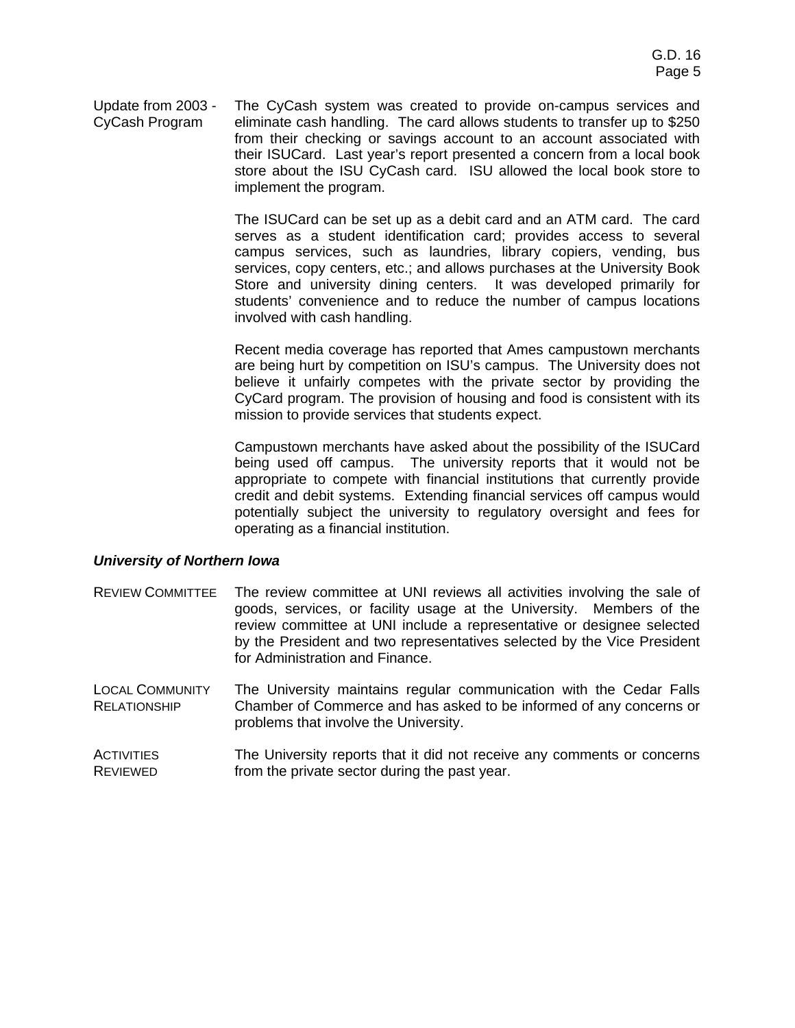**Update from 2003 - CyCash Program**

The CyCash system was created to provide on-campus services and eliminate cash handling. The card allows students to transfer up to $250 from their checking or savings account to an account associated with their ISUCard. Last year's report presented a concern from a local book store about the ISU CyCash card. ISU allowed the local book store to implement the program.

The ISUCard can be set up as a debit card and an ATM card. The card serves as a student identification card; provides access to several campus services, such as laundries, library copiers, vending, bus services, copy centers, etc.; and allows purchases at the University Book Store and university dining centers. It was developed primarily for students' convenience and to reduce the number of campus locations involved with cash handling.

Recent media coverage has reported that Ames campustown merchants are being hurt by competition on ISU's campus. The University does not believe it unfairly competes with the private sector by providing the CyCard program. The provision of housing and food is consistent with its mission to provide services that students expect.

Campustown merchants have asked about the possibility of the ISUCard being used off campus. The university reports that it would not be appropriate to compete with financial institutions that currently provide credit and debit systems. Extending financial services off campus would potentially subject the university to regulatory oversight and fees for operating as a financial institution.

### *University of Northern Iowa*

**REVIEW COMMITTEE**

The review committee at UNI reviews all activities involving the sale of goods, services, or facility usage at the University. Members of the review committee at UNI include a representative or designee selected by the President and two representatives selected by the Vice President for Administration and Finance.

**LOCAL COMMUNITY RELATIONSHIP**

The University maintains regular communication with the Cedar Falls Chamber of Commerce and has asked to be informed of any concerns or problems that involve the University.

**ACTIVITIES REVIEWED**

The University reports that it did not receive any comments or concerns from the private sector during the past year.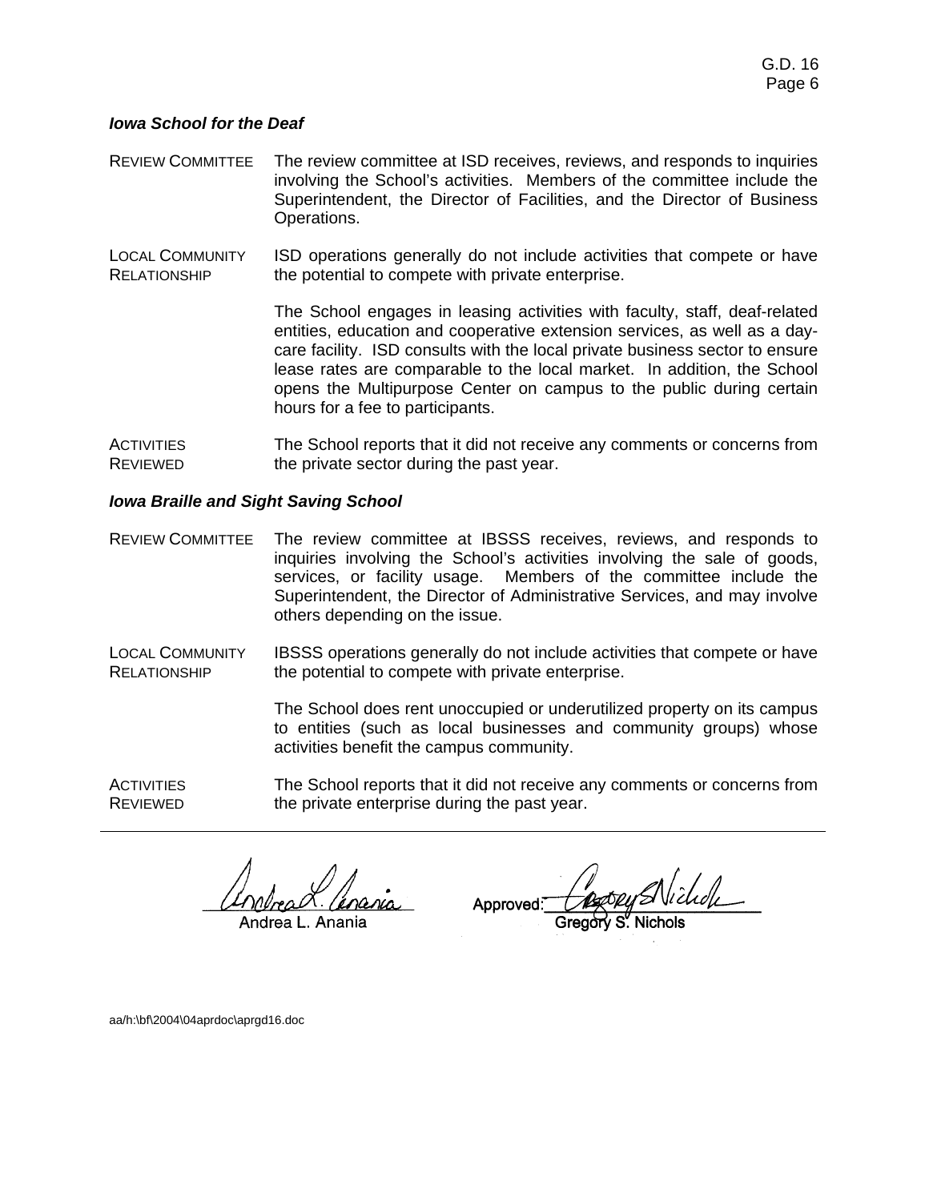### *Iowa School for the Deaf*

REVIEW COMMITTEE The review committee at ISD receives, reviews, and responds to inquiries involving the School's activities. Members of the committee include the Superintendent, the Director of Facilities, and the Director of Business Operations.

LOCAL COMMUNITY RELATIONSHIP ISD operations generally do not include activities that compete or have the potential to compete with private enterprise.

The School engages in leasing activities with faculty, staff, deaf-related entities, education and cooperative extension services, as well as a day-care facility. ISD consults with the local private business sector to ensure lease rates are comparable to the local market. In addition, the School opens the Multipurpose Center on campus to the public during certain hours for a fee to participants.

ACTIVITIES REVIEWED The School reports that it did not receive any comments or concerns from the private sector during the past year.

### *Iowa Braille and Sight Saving School*

REVIEW COMMITTEE The review committee at IBSSS receives, reviews, and responds to inquiries involving the School's activities involving the sale of goods, services, or facility usage. Members of the committee include the Superintendent, the Director of Administrative Services, and may involve others depending on the issue.

LOCAL COMMUNITY RELATIONSHIP IBSSS operations generally do not include activities that compete or have the potential to compete with private enterprise.

The School does rent unoccupied or underutilized property on its campus to entities (such as local businesses and community groups) whose activities benefit the campus community.

ACTIVITIES REVIEWED The School reports that it did not receive any comments or concerns from the private enterprise during the past year.

---

Andrea L. Anania

Approved: Gregory S. Nichols

aa/h:\bf\2004\04aprdoc\aprgd16.doc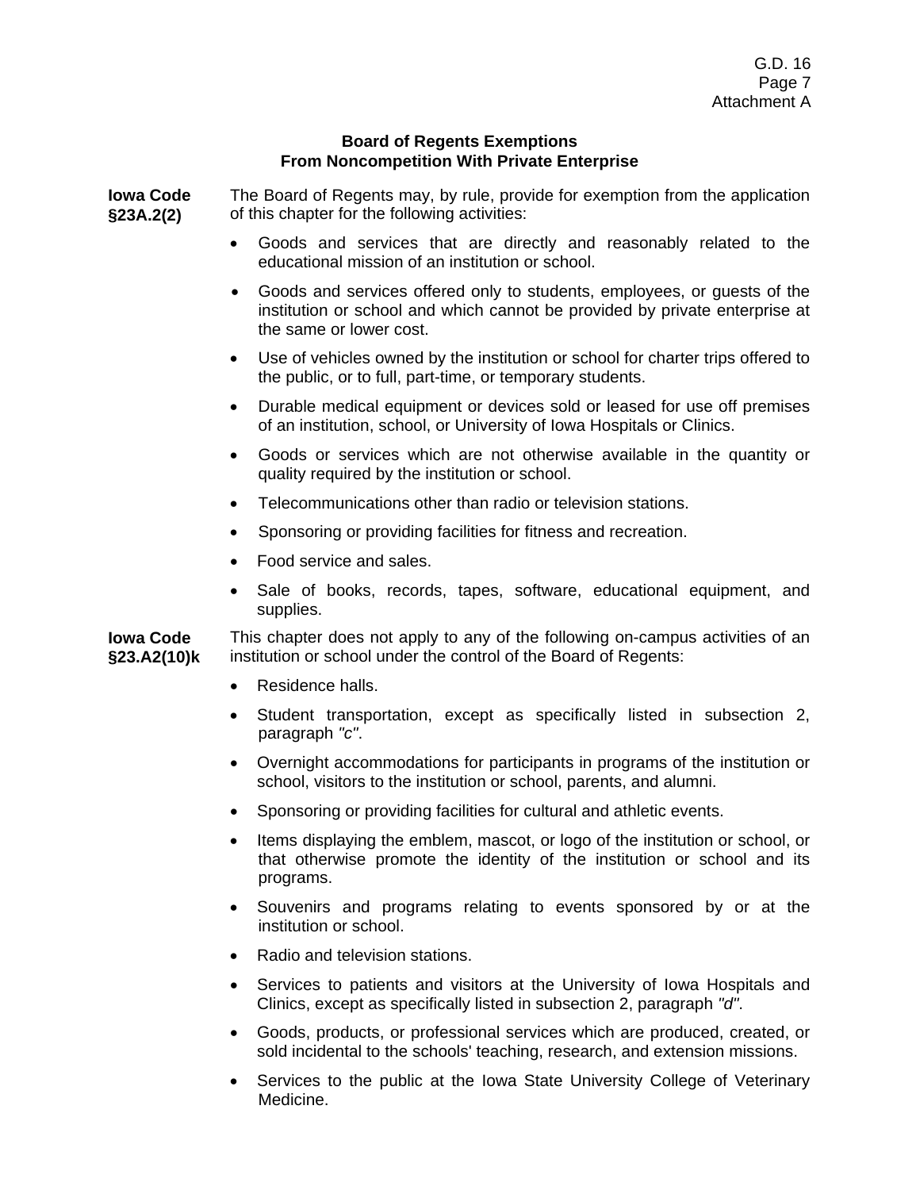G.D. 16
Attachment A

**Board of Regents Exemptions**
**From Noncompetition With Private Enterprise**

**Iowa Code §23A.2(2)**

The Board of Regents may, by rule, provide for exemption from the application of this chapter for the following activities:

- Goods and services that are directly and reasonably related to the educational mission of an institution or school.
- Goods and services offered only to students, employees, or guests of the institution or school and which cannot be provided by private enterprise at the same or lower cost.
- Use of vehicles owned by the institution or school for charter trips offered to the public, or to full, part-time, or temporary students.
- Durable medical equipment or devices sold or leased for use off premises of an institution, school, or University of Iowa Hospitals or Clinics.
- Goods or services which are not otherwise available in the quantity or quality required by the institution or school.
- Telecommunications other than radio or television stations.
- Sponsoring or providing facilities for fitness and recreation.
- Food service and sales.
- Sale of books, records, tapes, software, educational equipment, and supplies.

**Iowa Code §23.A2(10)k**

This chapter does not apply to any of the following on-campus activities of an institution or school under the control of the Board of Regents:

- Residence halls.
- Student transportation, except as specifically listed in subsection 2, paragraph *"c"*.
- Overnight accommodations for participants in programs of the institution or school, visitors to the institution or school, parents, and alumni.
- Sponsoring or providing facilities for cultural and athletic events.
- Items displaying the emblem, mascot, or logo of the institution or school, or that otherwise promote the identity of the institution or school and its programs.
- Souvenirs and programs relating to events sponsored by or at the institution or school.
- Radio and television stations.
- Services to patients and visitors at the University of Iowa Hospitals and Clinics, except as specifically listed in subsection 2, paragraph *"d"*.
- Goods, products, or professional services which are produced, created, or sold incidental to the schools' teaching, research, and extension missions.
- Services to the public at the Iowa State University College of Veterinary Medicine.